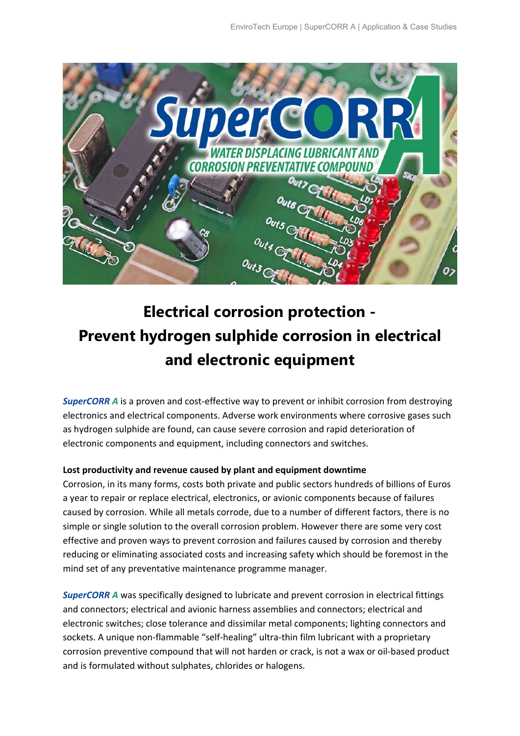# Electrical corrosion protection - Prevent hydrogen sulphide corrosion in electrical and electronic equipment

***SuperCORR A*** is a proven and cost-effective way to prevent or inhibit corrosion from destroying electronics and electrical components. Adverse work environments where corrosive gases such as hydrogen sulphide are found, can cause severe corrosion and rapid deterioration of electronic components and equipment, including connectors and switches.

**Lost productivity and revenue caused by plant and equipment downtime**

Corrosion, in its many forms, costs both private and public sectors hundreds of billions of Euros a year to repair or replace electrical, electronics, or avionic components because of failures caused by corrosion. While all metals corrode, due to a number of different factors, there is no simple or single solution to the overall corrosion problem. However there are some very cost effective and proven ways to prevent corrosion and failures caused by corrosion and thereby reducing or eliminating associated costs and increasing safety which should be foremost in the mind set of any preventative maintenance programme manager.

***SuperCORR A*** was specifically designed to lubricate and prevent corrosion in electrical fittings and connectors; electrical and avionic harness assemblies and connectors; electrical and electronic switches; close tolerance and dissimilar metal components; lighting connectors and sockets. A unique non-flammable "self-healing" ultra-thin film lubricant with a proprietary corrosion preventive compound that will not harden or crack, is not a wax or oil-based product and is formulated without sulphates, chlorides or halogens.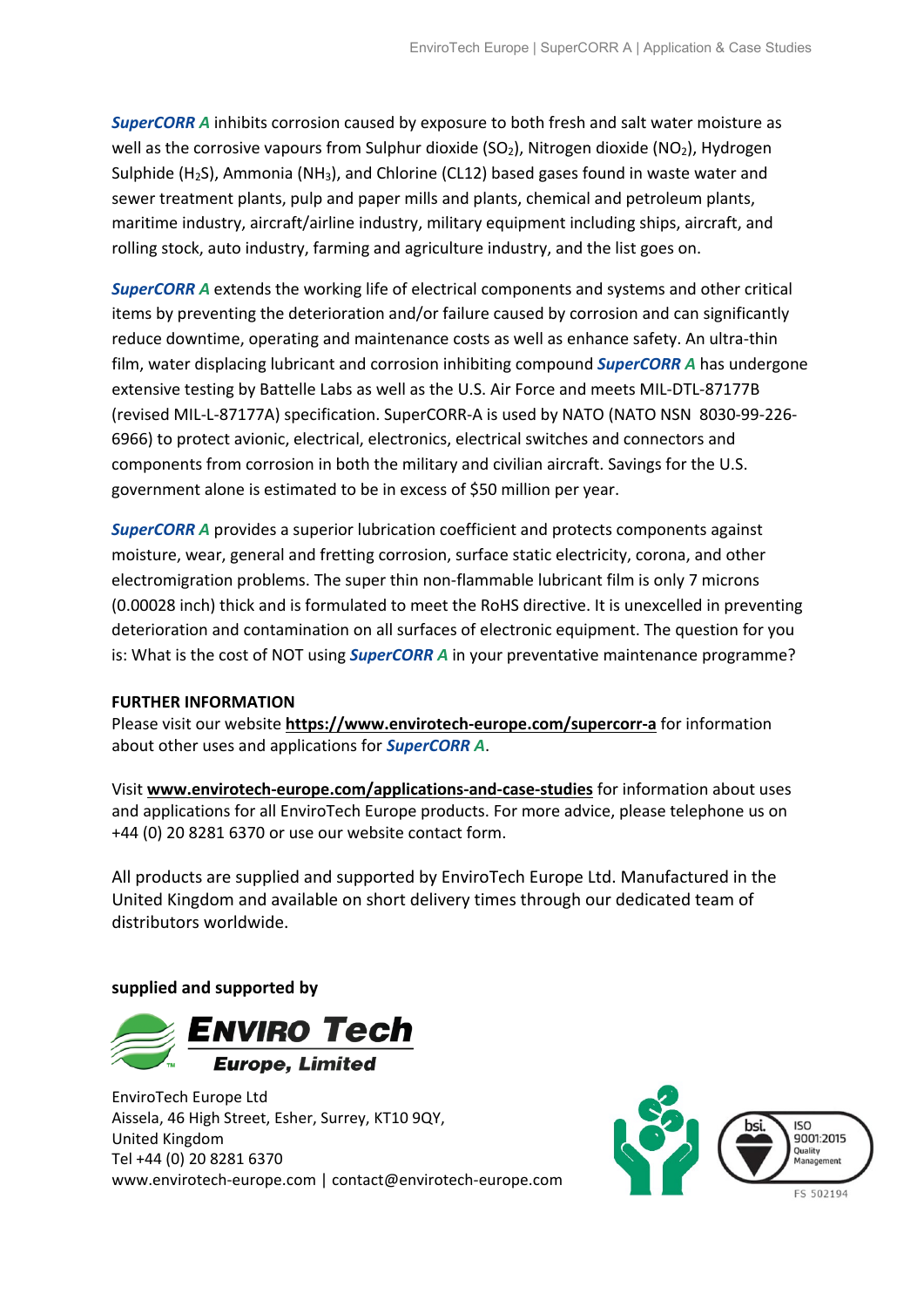***SuperCORR A*** inhibits corrosion caused by exposure to both fresh and salt water moisture as well as the corrosive vapours from Sulphur dioxide ($SO_2$), Nitrogen dioxide ($NO_2$), Hydrogen Sulphide ($H_2S$), Ammonia ($NH_3$), and Chlorine (CL12) based gases found in waste water and sewer treatment plants, pulp and paper mills and plants, chemical and petroleum plants, maritime industry, aircraft/airline industry, military equipment including ships, aircraft, and rolling stock, auto industry, farming and agriculture industry, and the list goes on.

***SuperCORR A*** extends the working life of electrical components and systems and other critical items by preventing the deterioration and/or failure caused by corrosion and can significantly reduce downtime, operating and maintenance costs as well as enhance safety. An ultra-thin film, water displacing lubricant and corrosion inhibiting compound ***SuperCORR A*** has undergone extensive testing by Battelle Labs as well as the U.S. Air Force and meets MIL-DTL-87177B (revised MIL-L-87177A) specification. SuperCORR-A is used by NATO (NATO NSN 8030-99-226-6966) to protect avionic, electrical, electronics, electrical switches and connectors and components from corrosion in both the military and civilian aircraft. Savings for the U.S. government alone is estimated to be in excess of $50 million per year.

***SuperCORR A*** provides a superior lubrication coefficient and protects components against moisture, wear, general and fretting corrosion, surface static electricity, corona, and other electromigration problems. The super thin non-flammable lubricant film is only 7 microns (0.00028 inch) thick and is formulated to meet the RoHS directive. It is unexcelled in preventing deterioration and contamination on all surfaces of electronic equipment. The question for you is: What is the cost of NOT using ***SuperCORR A*** in your preventative maintenance programme?

**FURTHER INFORMATION**

Please visit our website **https://www.envirotech-europe.com/supercorr-a** for information about other uses and applications for ***SuperCORR A***.

Visit **www.envirotech-europe.com/applications-and-case-studies** for information about uses and applications for all EnviroTech Europe products. For more advice, please telephone us on +44 (0) 20 8281 6370 or use our website contact form.

All products are supplied and supported by EnviroTech Europe Ltd. Manufactured in the United Kingdom and available on short delivery times through our dedicated team of distributors worldwide.

**supplied and supported by**

ENVIRO Tech
Europe, Limited

EnviroTech Europe Ltd
Aissela, 46 High Street, Esher, Surrey, KT10 9QY,
United Kingdom
Tel +44 (0) 20 8281 6370
www.envirotech-europe.com | contact@envirotech-europe.com

bsi. ISO 9001:2015 Quality Management
FS 502194